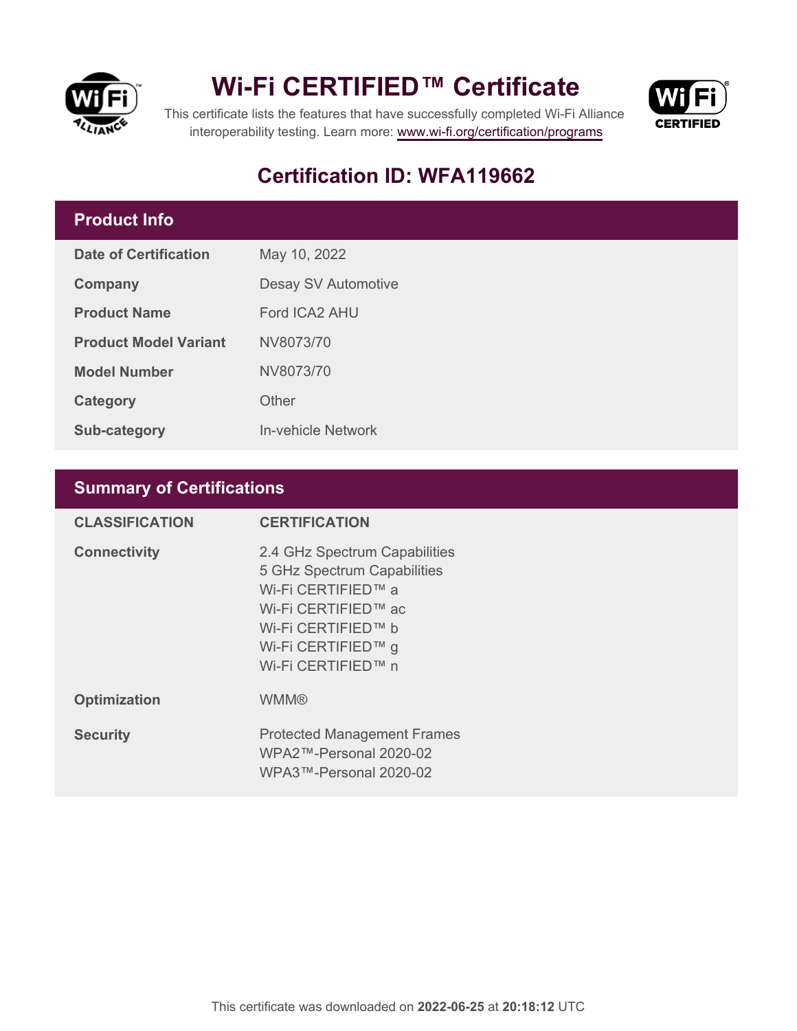# Wi-Fi CERTIFIED™ Certificate

This certificate lists the features that have successfully completed Wi-Fi Alliance interoperability testing. Learn more: www.wi-fi.org/certification/programs

## Certification ID: WFA119662

## Product Info

| | |
|---|---|
| **Date of Certification** | May 10, 2022 |
| **Company** | Desay SV Automotive |
| **Product Name** | Ford ICA2 AHU |
| **Product Model Variant** | NV8073/70 |
| **Model Number** | NV8073/70 |
| **Category** | Other |
| **Sub-category** | In-vehicle Network |

## Summary of Certifications

| CLASSIFICATION | CERTIFICATION |
|---|---|
| **Connectivity** | 2.4 GHz Spectrum Capabilities<br>5 GHz Spectrum Capabilities<br>Wi-Fi CERTIFIED™ a<br>Wi-Fi CERTIFIED™ ac<br>Wi-Fi CERTIFIED™ b<br>Wi-Fi CERTIFIED™ g<br>Wi-Fi CERTIFIED™ n |
| **Optimization** | WMM® |
| **Security** | Protected Management Frames<br>WPA2™-Personal 2020-02<br>WPA3™-Personal 2020-02 |

This certificate was downloaded on **2022-06-25** at **20:18:12** UTC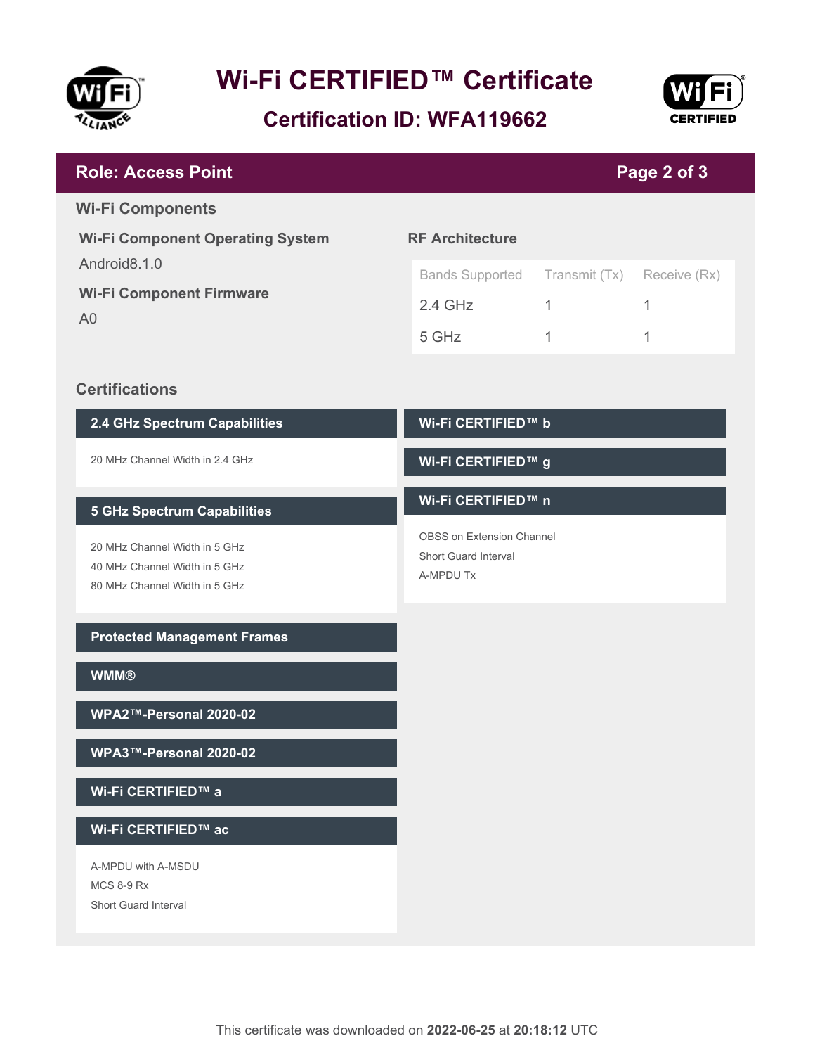# Wi-Fi CERTIFIED™ Certificate

## Certification ID: WFA119662

**Role: Access Point**

## Wi-Fi Components

### Wi-Fi Component Operating System

Android8.1.0

### Wi-Fi Component Firmware

A0

### RF Architecture

| Bands Supported | Transmit (Tx) | Receive (Rx) |
|---|---|---|
| 2.4 GHz | 1 | 1 |
| 5 GHz | 1 | 1 |

## Certifications

### 2.4 GHz Spectrum Capabilities

20 MHz Channel Width in 2.4 GHz

### 5 GHz Spectrum Capabilities

20 MHz Channel Width in 5 GHz
40 MHz Channel Width in 5 GHz
80 MHz Channel Width in 5 GHz

### Protected Management Frames

### WMM®

### WPA2™-Personal 2020-02

### WPA3™-Personal 2020-02

### Wi-Fi CERTIFIED™ a

### Wi-Fi CERTIFIED™ ac

A-MPDU with A-MSDU
MCS 8-9 Rx
Short Guard Interval

### Wi-Fi CERTIFIED™ b

### Wi-Fi CERTIFIED™ g

### Wi-Fi CERTIFIED™ n

OBSS on Extension Channel
Short Guard Interval
A-MPDU Tx

This certificate was downloaded on **2022-06-25** at **20:18:12** UTC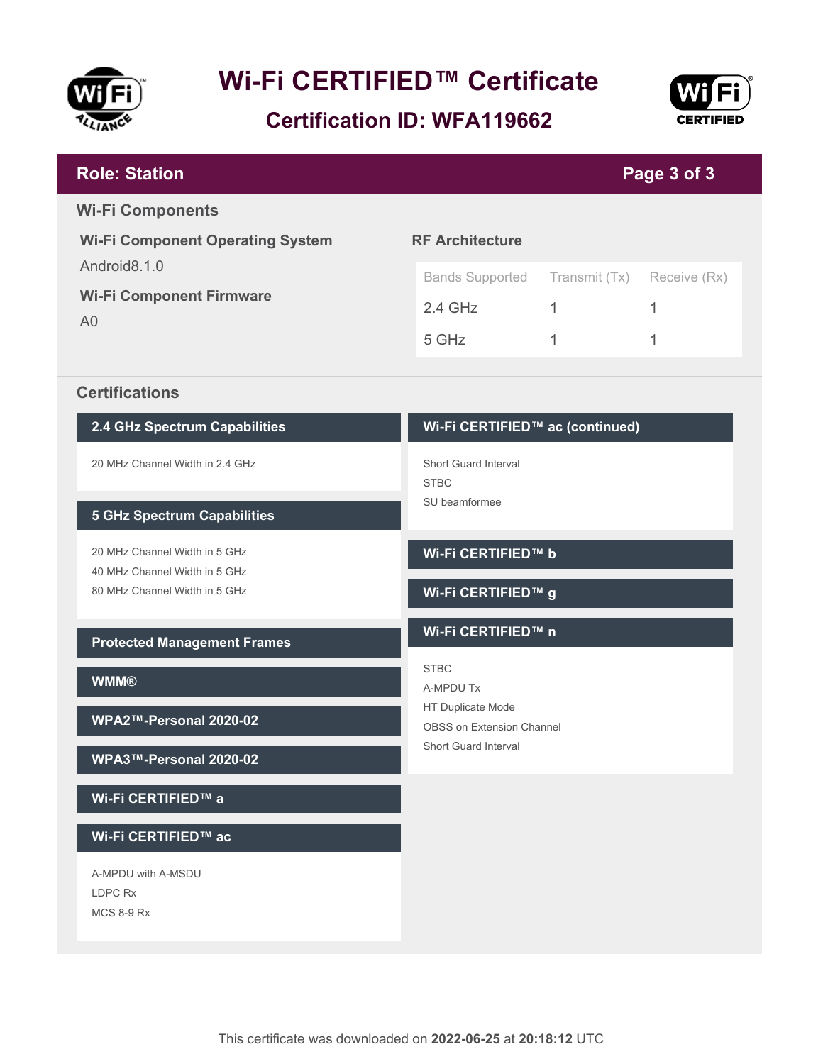# Wi-Fi CERTIFIED™ Certificate

## Certification ID: WFA119662

**Role: Station**

### Wi-Fi Components

**Wi-Fi Component Operating System**

Android8.1.0

**Wi-Fi Component Firmware**

A0

**RF Architecture**

| Bands Supported | Transmit (Tx) | Receive (Rx) |
|---|---|---|
| 2.4 GHz | 1 | 1 |
| 5 GHz | 1 | 1 |

### Certifications

**2.4 GHz Spectrum Capabilities**

- 20 MHz Channel Width in 2.4 GHz

**5 GHz Spectrum Capabilities**

- 20 MHz Channel Width in 5 GHz
- 40 MHz Channel Width in 5 GHz
- 80 MHz Channel Width in 5 GHz

**Protected Management Frames**

**WMM®**

**WPA2™-Personal 2020-02**

**WPA3™-Personal 2020-02**

**Wi-Fi CERTIFIED™ a**

**Wi-Fi CERTIFIED™ ac**

- A-MPDU with A-MSDU
- LDPC Rx
- MCS 8-9 Rx

**Wi-Fi CERTIFIED™ ac (continued)**

- Short Guard Interval
- STBC
- SU beamformee

**Wi-Fi CERTIFIED™ b**

**Wi-Fi CERTIFIED™ g**

**Wi-Fi CERTIFIED™ n**

- STBC
- A-MPDU Tx
- HT Duplicate Mode
- OBSS on Extension Channel
- Short Guard Interval

This certificate was downloaded on **2022-06-25** at **20:18:12** UTC